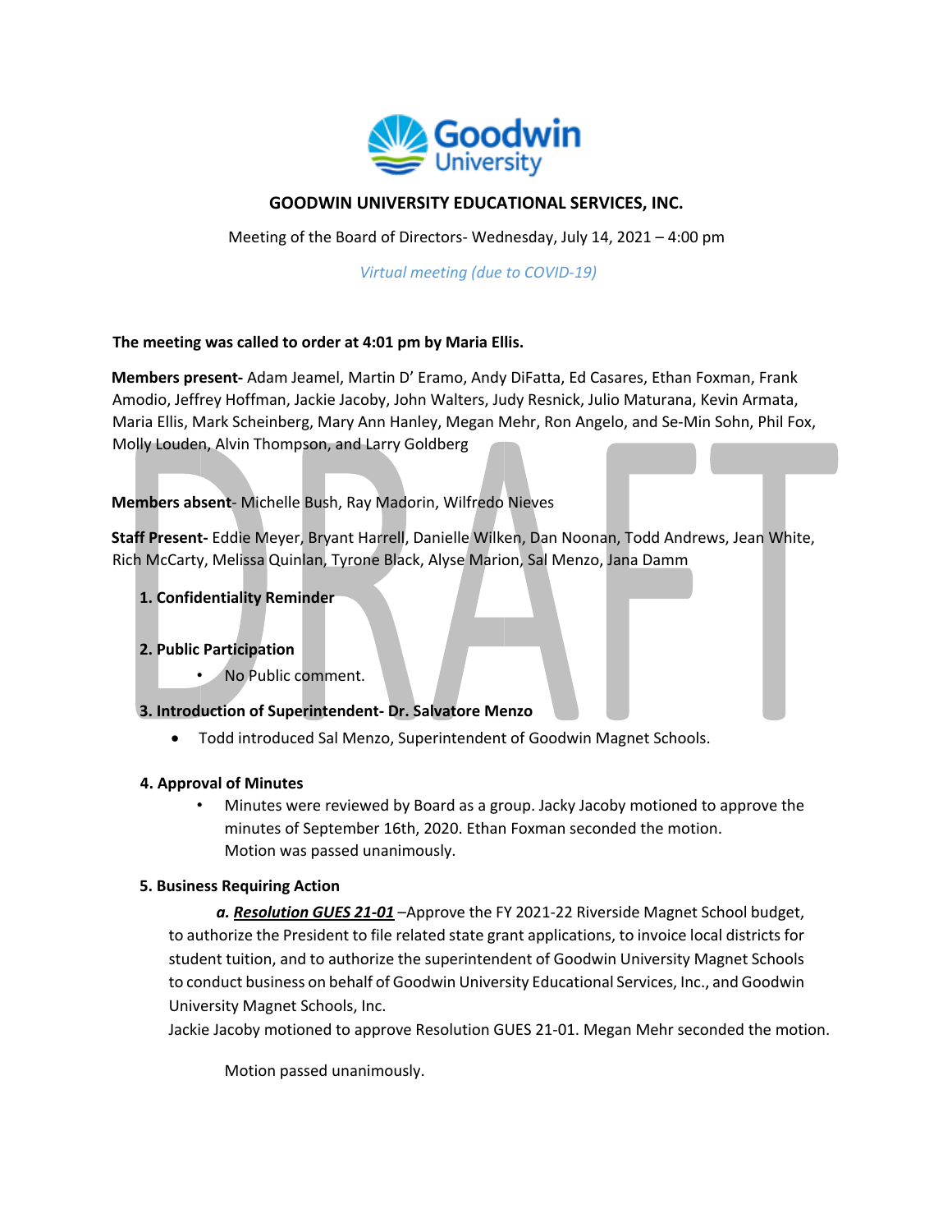# GOODWIN UNIVERSITY EDUCATIONAL SERVICES, INC.

Meeting of the Board of Directors- Wednesday, July 14, 2021 – 4:00 pm

*Virtual meeting (due to COVID-19)*

**The meeting was called to order at 4:01 pm by Maria Ellis.**

**Members present-** Adam Jeamel, Martin D' Eramo, Andy DiFatta, Ed Casares, Ethan Foxman, Frank Amodio, Jeffrey Hoffman, Jackie Jacoby, John Walters, Judy Resnick, Julio Maturana, Kevin Armata, Maria Ellis, Mark Scheinberg, Mary Ann Hanley, Megan Mehr, Ron Angelo, and Se-Min Sohn, Phil Fox, Molly Louden, Alvin Thompson, and Larry Goldberg

**Members absent**- Michelle Bush, Ray Madorin, Wilfredo Nieves

**Staff Present-** Eddie Meyer, Bryant Harrell, Danielle Wilken, Dan Noonan, Todd Andrews, Jean White, Rich McCarty, Melissa Quinlan, Tyrone Black, Alyse Marion, Sal Menzo, Jana Damm

**1. Confidentiality Reminder**

**2. Public Participation**

- No Public comment.

**3. Introduction of Superintendent- Dr. Salvatore Menzo**

- Todd introduced Sal Menzo, Superintendent of Goodwin Magnet Schools.

**4. Approval of Minutes**

- Minutes were reviewed by Board as a group. Jacky Jacoby motioned to approve the minutes of September 16th, 2020. Ethan Foxman seconded the motion. Motion was passed unanimously.

**5. Business Requiring Action**

***a. Resolution GUES 21-01*** –Approve the FY 2021-22 Riverside Magnet School budget, to authorize the President to file related state grant applications, to invoice local districts for student tuition, and to authorize the superintendent of Goodwin University Magnet Schools to conduct business on behalf of Goodwin University Educational Services, Inc., and Goodwin University Magnet Schools, Inc.

Jackie Jacoby motioned to approve Resolution GUES 21-01. Megan Mehr seconded the motion.

Motion passed unanimously.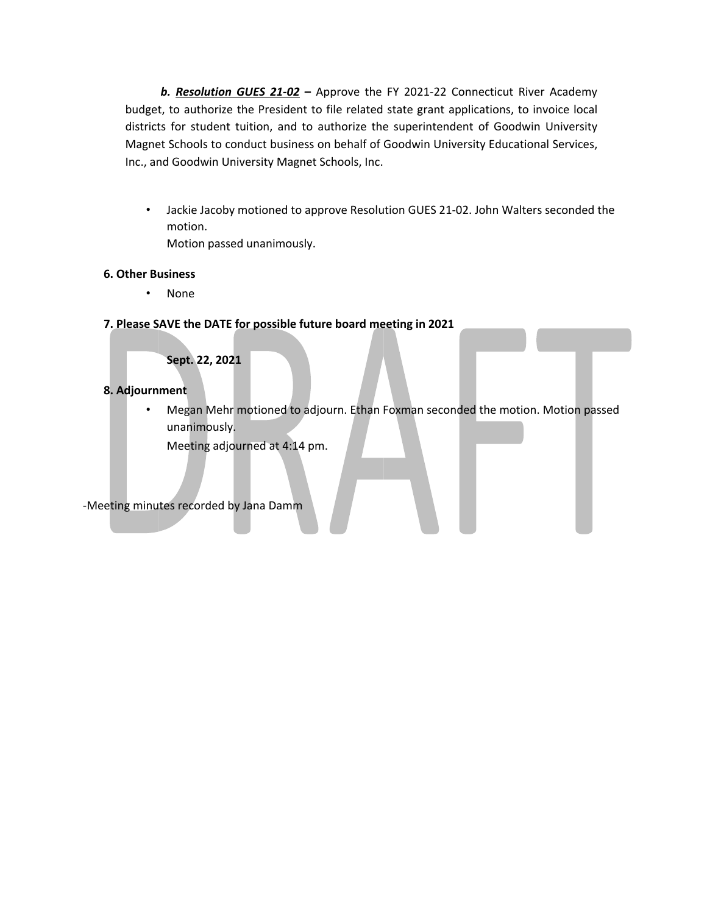***b. <u>Resolution GUES 21-02</u>*** **–** Approve the FY 2021-22 Connecticut River Academy budget, to authorize the President to file related state grant applications, to invoice local districts for student tuition, and to authorize the superintendent of Goodwin University Magnet Schools to conduct business on behalf of Goodwin University Educational Services, Inc., and Goodwin University Magnet Schools, Inc.

- Jackie Jacoby motioned to approve Resolution GUES 21-02. John Walters seconded the motion.
  Motion passed unanimously.

**6. Other Business**

- None

**7. Please SAVE the DATE for possible future board meeting in 2021**

**Sept. 22, 2021**

**8. Adjournment**

- Megan Mehr motioned to adjourn. Ethan Foxman seconded the motion. Motion passed unanimously.
  Meeting adjourned at 4:14 pm.

-Meeting minutes recorded by Jana Damm

DRAFT